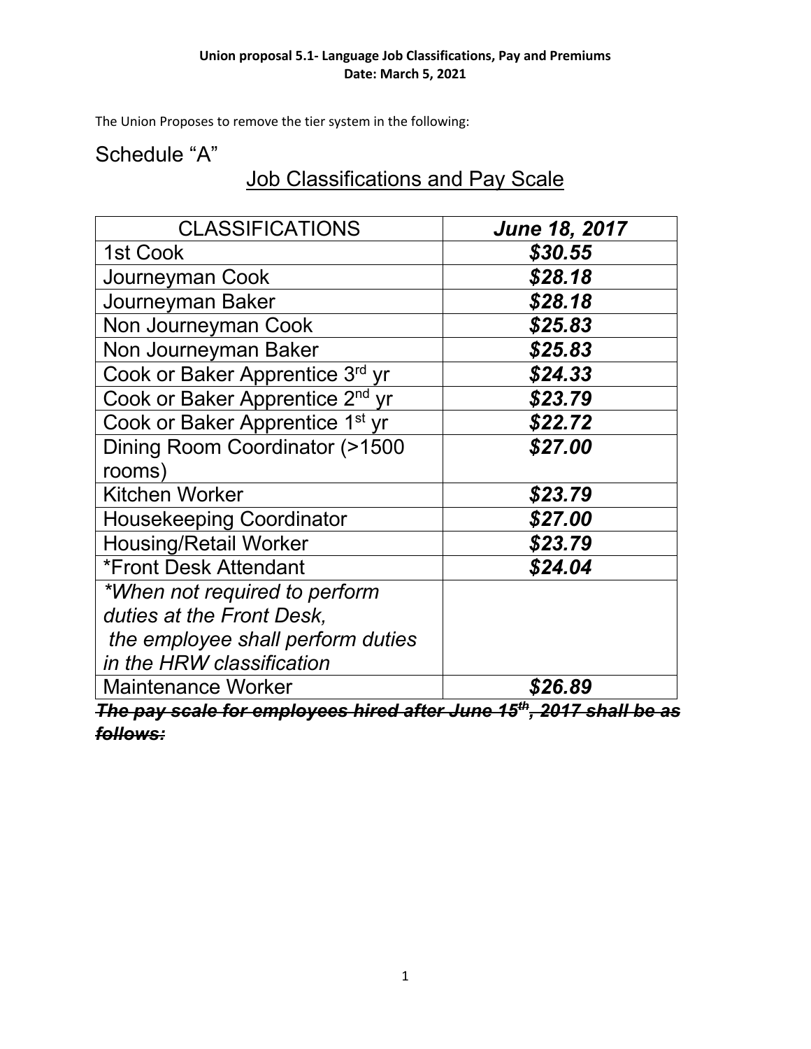**Union proposal 5.1- Language Job Classifications, Pay and Premiums**
**Date: March 5, 2021**

The Union Proposes to remove the tier system in the following:

## Schedule "A"

## Job Classifications and Pay Scale

| CLASSIFICATIONS | ***June 18, 2017*** |
|---|---|
| 1st Cook | ***$30.55*** |
| Journeyman Cook | ***$28.18*** |
| Journeyman Baker | ***$28.18*** |
| Non Journeyman Cook | ***$25.83*** |
| Non Journeyman Baker | ***$25.83*** |
| Cook or Baker Apprentice 3rd yr | ***$24.33*** |
| Cook or Baker Apprentice 2nd yr | ***$23.79*** |
| Cook or Baker Apprentice 1st yr | ***$22.72*** |
| Dining Room Coordinator (>1500 rooms) | ***$27.00*** |
| Kitchen Worker | ***$23.79*** |
| Housekeeping Coordinator | ***$27.00*** |
| Housing/Retail Worker | ***$23.79*** |
| *Front Desk Attendant | ***$24.04*** |
| *\*When not required to perform duties at the Front Desk, the employee shall perform duties in the HRW classification* | |
| Maintenance Worker | ***$26.89*** |

~~***The pay scale for employees hired after June 15th, 2017 shall be as follows:***~~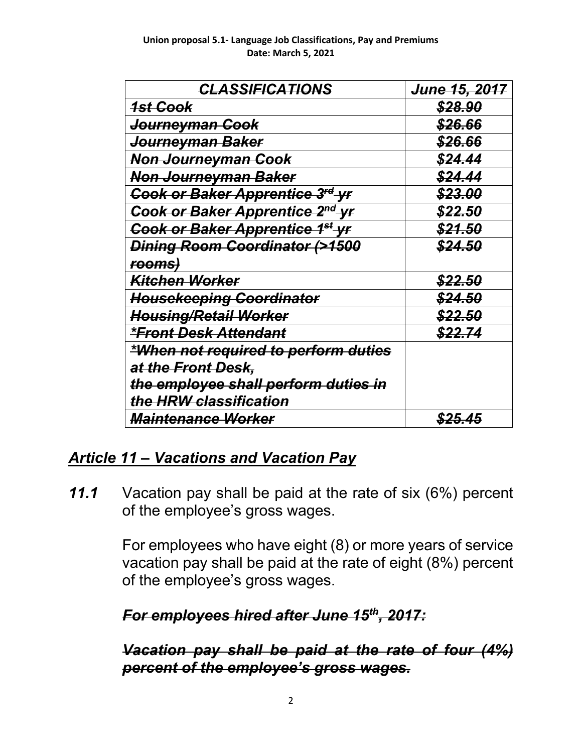Union proposal 5.1- Language Job Classifications, Pay and Premiums
Date: March 5, 2021

| ~~*CLASSIFICATIONS*~~ | ~~*June 15, 2017*~~ |
| --- | --- |
| ~~*1st Cook*~~ | ~~*$28.90*~~ |
| ~~*Journeyman Cook*~~ | ~~*$26.66*~~ |
| ~~*Journeyman Baker*~~ | ~~*$26.66*~~ |
| ~~*Non Journeyman Cook*~~ | ~~*$24.44*~~ |
| ~~*Non Journeyman Baker*~~ | ~~*$24.44*~~ |
| ~~*Cook or Baker Apprentice 3rd yr*~~ | ~~*$23.00*~~ |
| ~~*Cook or Baker Apprentice 2nd yr*~~ | ~~*$22.50*~~ |
| ~~*Cook or Baker Apprentice 1st yr*~~ | ~~*$21.50*~~ |
| ~~*Dining Room Coordinator (>1500 rooms)*~~ | ~~*$24.50*~~ |
| ~~*Kitchen Worker*~~ | ~~*$22.50*~~ |
| ~~*Housekeeping Coordinator*~~ | ~~*$24.50*~~ |
| ~~*Housing/Retail Worker*~~ | ~~*$22.50*~~ |
| ~~*\*Front Desk Attendant*~~ | ~~*$22.74*~~ |
| ~~*\*When not required to perform duties at the Front Desk, the employee shall perform duties in the HRW classification*~~ | |
| ~~*Maintenance Worker*~~ | ~~*$25.45*~~ |

## *Article 11 – Vacations and Vacation Pay*

***11.1*** Vacation pay shall be paid at the rate of six (6%) percent of the employee's gross wages.

For employees who have eight (8) or more years of service vacation pay shall be paid at the rate of eight (8%) percent of the employee's gross wages.

~~***For employees hired after June 15th, 2017:***~~

~~***Vacation pay shall be paid at the rate of four (4%) percent of the employee's gross wages.***~~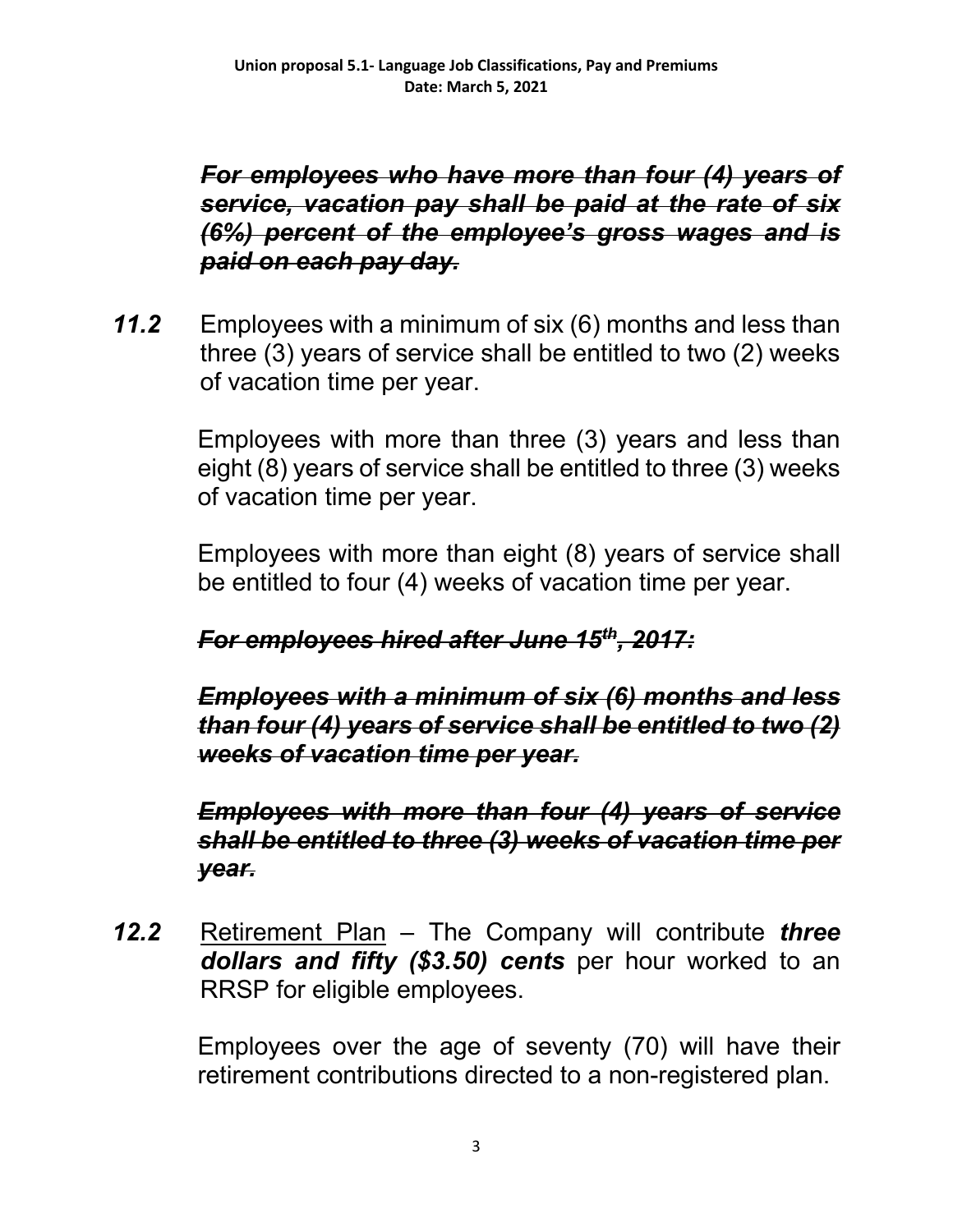**Union proposal 5.1- Language Job Classifications, Pay and Premiums**
**Date: March 5, 2021**

***~~For employees who have more than four (4) years of service, vacation pay shall be paid at the rate of six (6%) percent of the employee's gross wages and is paid on each pay day.~~***

***11.2*** Employees with a minimum of six (6) months and less than three (3) years of service shall be entitled to two (2) weeks of vacation time per year.

Employees with more than three (3) years and less than eight (8) years of service shall be entitled to three (3) weeks of vacation time per year.

Employees with more than eight (8) years of service shall be entitled to four (4) weeks of vacation time per year.

***~~For employees hired after June 15th, 2017:~~***

***~~Employees with a minimum of six (6) months and less than four (4) years of service shall be entitled to two (2) weeks of vacation time per year.~~***

***~~Employees with more than four (4) years of service shall be entitled to three (3) weeks of vacation time per year.~~***

***12.2*** <u>Retirement Plan</u> – The Company will contribute ***three dollars and fifty ($3.50) cents*** per hour worked to an RRSP for eligible employees.

Employees over the age of seventy (70) will have their retirement contributions directed to a non-registered plan.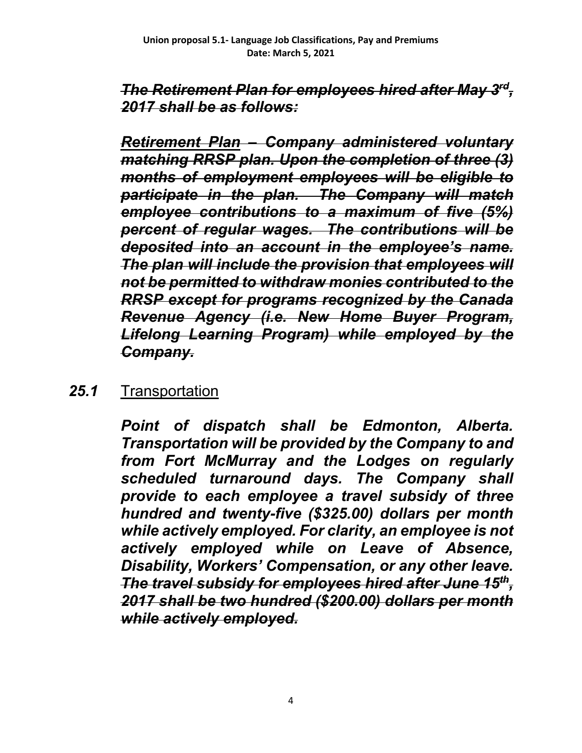~~***The Retirement Plan for employees hired after May 3rd, 2017 shall be as follows:***~~

~~***Retirement Plan – Company administered voluntary matching RRSP plan. Upon the completion of three (3) months of employment employees will be eligible to participate in the plan. The Company will match employee contributions to a maximum of five (5%) percent of regular wages. The contributions will be deposited into an account in the employee's name. The plan will include the provision that employees will not be permitted to withdraw monies contributed to the RRSP except for programs recognized by the Canada Revenue Agency (i.e. New Home Buyer Program, Lifelong Learning Program) while employed by the Company.***~~

***25.1*** <u>Transportation</u>

***Point of dispatch shall be Edmonton, Alberta. Transportation will be provided by the Company to and from Fort McMurray and the Lodges on regularly scheduled turnaround days. The Company shall provide to each employee a travel subsidy of three hundred and twenty-five ($325.00) dollars per month while actively employed. For clarity, an employee is not actively employed while on Leave of Absence, Disability, Workers' Compensation, or any other leave.*** ~~***The travel subsidy for employees hired after June 15th, 2017 shall be two hundred ($200.00) dollars per month while actively employed.***~~